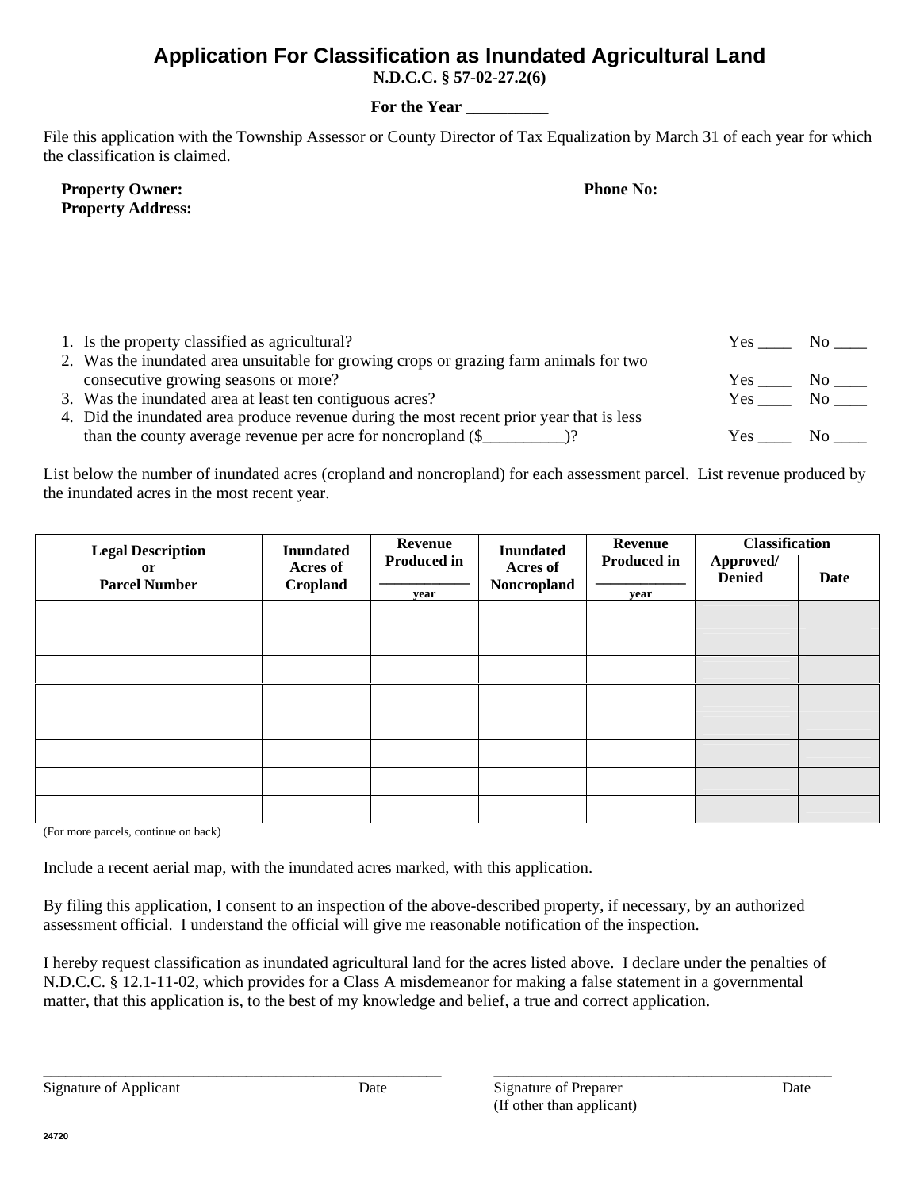# Application For Classification as Inundated Agricultural Land

**N.D.C.C. § 57-02-27.2(6)**

**For the Year __________**

File this application with the Township Assessor or County Director of Tax Equalization by March 31 of each year for which the classification is claimed.

**Property Owner:** **Phone No:**

**Property Address:**

1. Is the property classified as agricultural? Yes ____ No ____
2. Was the inundated area unsuitable for growing crops or grazing farm animals for two consecutive growing seasons or more? Yes ____ No ____
3. Was the inundated area at least ten contiguous acres? Yes ____ No ____
4. Did the inundated area produce revenue during the most recent prior year that is less than the county average revenue per acre for noncropland ($__________)? Yes ____ No ____

List below the number of inundated acres (cropland and noncropland) for each assessment parcel. List revenue produced by the inundated acres in the most recent year.

| Legal Description or Parcel Number | Inundated Acres of Cropland | Revenue Produced in ________ year | Inundated Acres of Noncropland | Revenue Produced in ________ year | Classification | |
|---|---|---|---|---|---|---|
| | | | | | Approved/ Denied | Date |
| | | | | | | |
| | | | | | | |
| | | | | | | |
| | | | | | | |
| | | | | | | |
| | | | | | | |
| | | | | | | |
| | | | | | | |

(For more parcels, continue on back)

Include a recent aerial map, with the inundated acres marked, with this application.

By filing this application, I consent to an inspection of the above-described property, if necessary, by an authorized assessment official. I understand the official will give me reasonable notification of the inspection.

I hereby request classification as inundated agricultural land for the acres listed above. I declare under the penalties of N.D.C.C. § 12.1-11-02, which provides for a Class A misdemeanor for making a false statement in a governmental matter, that this application is, to the best of my knowledge and belief, a true and correct application.

______________________________________________ ______________________________________________

Signature of Applicant Date Signature of Preparer Date
(If other than applicant)

24720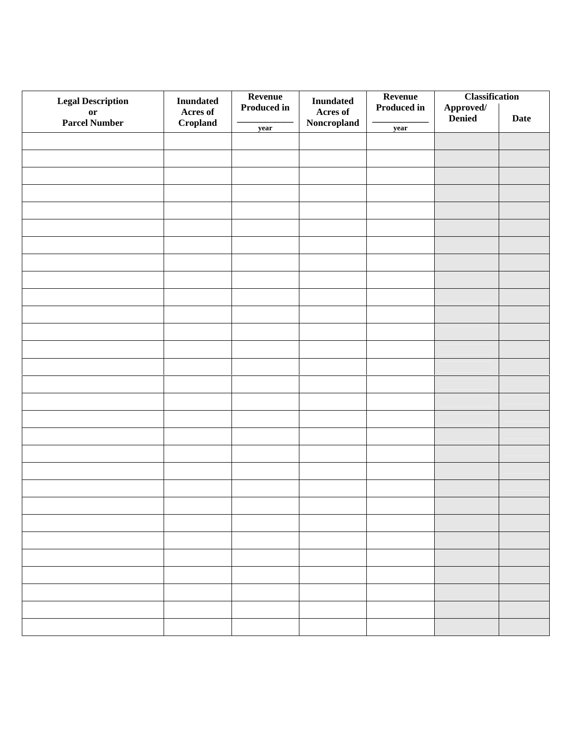| Legal Description or Parcel Number | Inundated Acres of Cropland | Revenue Produced in ________ year | Inundated Acres of Noncropland | Revenue Produced in ________ year | Classification | |
|---|---|---|---|---|---|---|
| | | | | | Approved/ Denied | Date |
| | | | | | | |
| | | | | | | |
| | | | | | | |
| | | | | | | |
| | | | | | | |
| | | | | | | |
| | | | | | | |
| | | | | | | |
| | | | | | | |
| | | | | | | |
| | | | | | | |
| | | | | | | |
| | | | | | | |
| | | | | | | |
| | | | | | | |
| | | | | | | |
| | | | | | | |
| | | | | | | |
| | | | | | | |
| | | | | | | |
| | | | | | | |
| | | | | | | |
| | | | | | | |
| | | | | | | |
| | | | | | | |
| | | | | | | |
| | | | | | | |
| | | | | | | |
| | | | | | | |